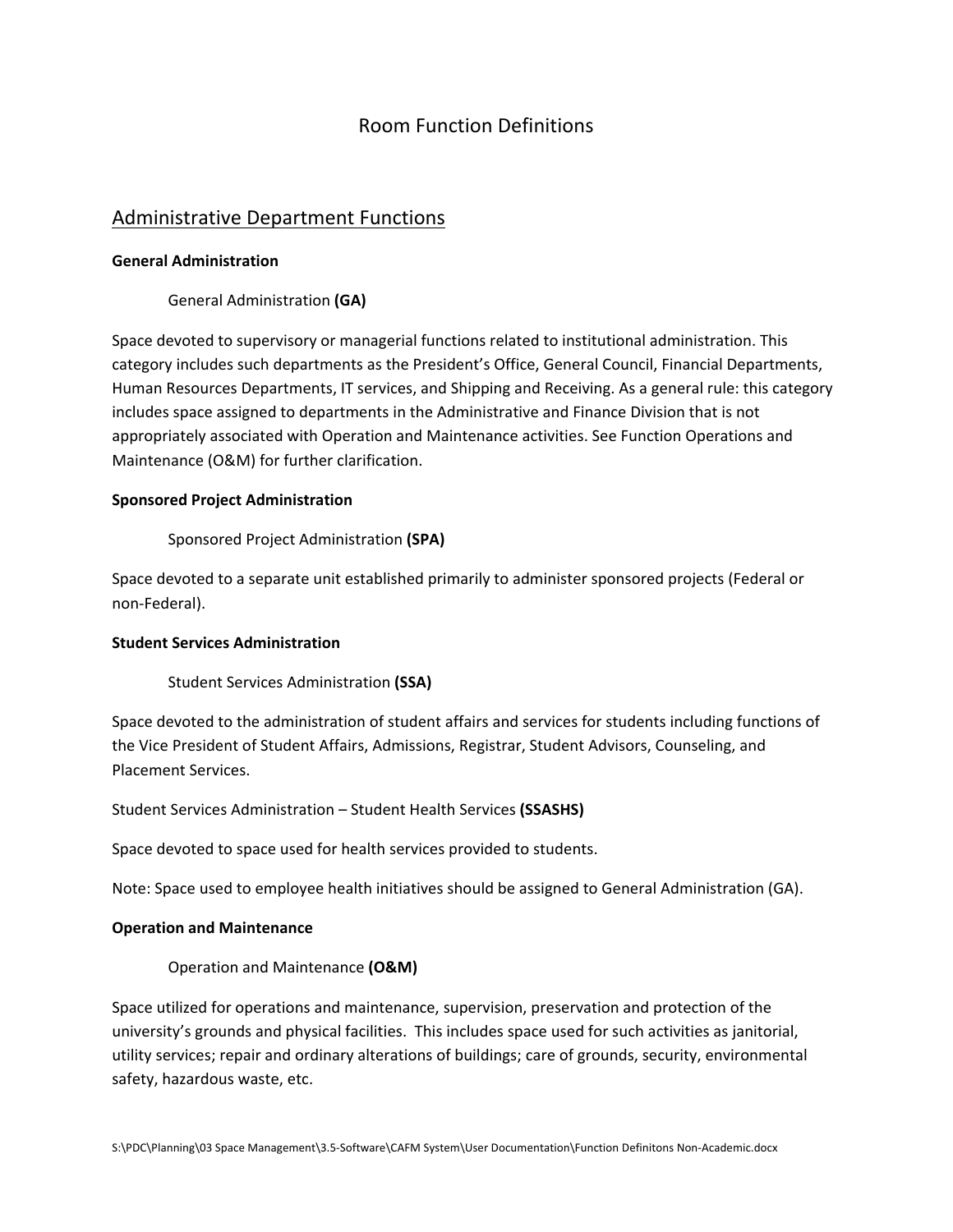# Room Function Definitions

## Administrative Department Functions

**General Administration**

General Administration **(GA)**

Space devoted to supervisory or managerial functions related to institutional administration. This category includes such departments as the President's Office, General Council, Financial Departments, Human Resources Departments, IT services, and Shipping and Receiving. As a general rule: this category includes space assigned to departments in the Administrative and Finance Division that is not appropriately associated with Operation and Maintenance activities. See Function Operations and Maintenance (O&M) for further clarification.

**Sponsored Project Administration**

Sponsored Project Administration **(SPA)**

Space devoted to a separate unit established primarily to administer sponsored projects (Federal or non-Federal).

**Student Services Administration**

Student Services Administration **(SSA)**

Space devoted to the administration of student affairs and services for students including functions of the Vice President of Student Affairs, Admissions, Registrar, Student Advisors, Counseling, and Placement Services.

Student Services Administration – Student Health Services **(SSASHS)**

Space devoted to space used for health services provided to students.

Note: Space used to employee health initiatives should be assigned to General Administration (GA).

**Operation and Maintenance**

Operation and Maintenance **(O&M)**

Space utilized for operations and maintenance, supervision, preservation and protection of the university's grounds and physical facilities. This includes space used for such activities as janitorial, utility services; repair and ordinary alterations of buildings; care of grounds, security, environmental safety, hazardous waste, etc.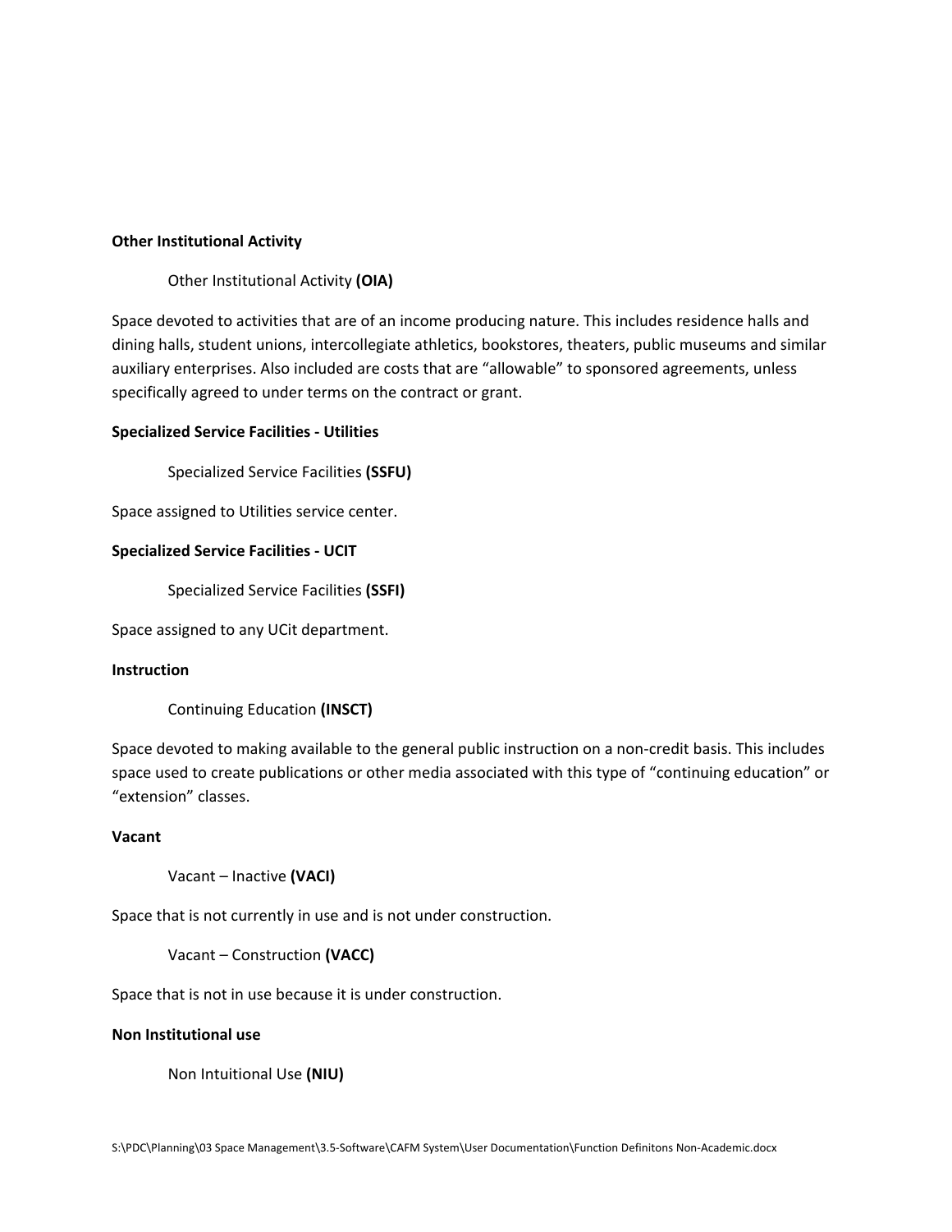**Other Institutional Activity**

Other Institutional Activity **(OIA)**

Space devoted to activities that are of an income producing nature. This includes residence halls and dining halls, student unions, intercollegiate athletics, bookstores, theaters, public museums and similar auxiliary enterprises. Also included are costs that are "allowable" to sponsored agreements, unless specifically agreed to under terms on the contract or grant.

**Specialized Service Facilities - Utilities**

Specialized Service Facilities **(SSFU)**

Space assigned to Utilities service center.

**Specialized Service Facilities - UCIT**

Specialized Service Facilities **(SSFI)**

Space assigned to any UCit department.

**Instruction**

Continuing Education **(INSCT)**

Space devoted to making available to the general public instruction on a non-credit basis. This includes space used to create publications or other media associated with this type of "continuing education" or "extension" classes.

**Vacant**

Vacant – Inactive **(VACI)**

Space that is not currently in use and is not under construction.

Vacant – Construction **(VACC)**

Space that is not in use because it is under construction.

**Non Institutional use**

Non Intuitional Use **(NIU)**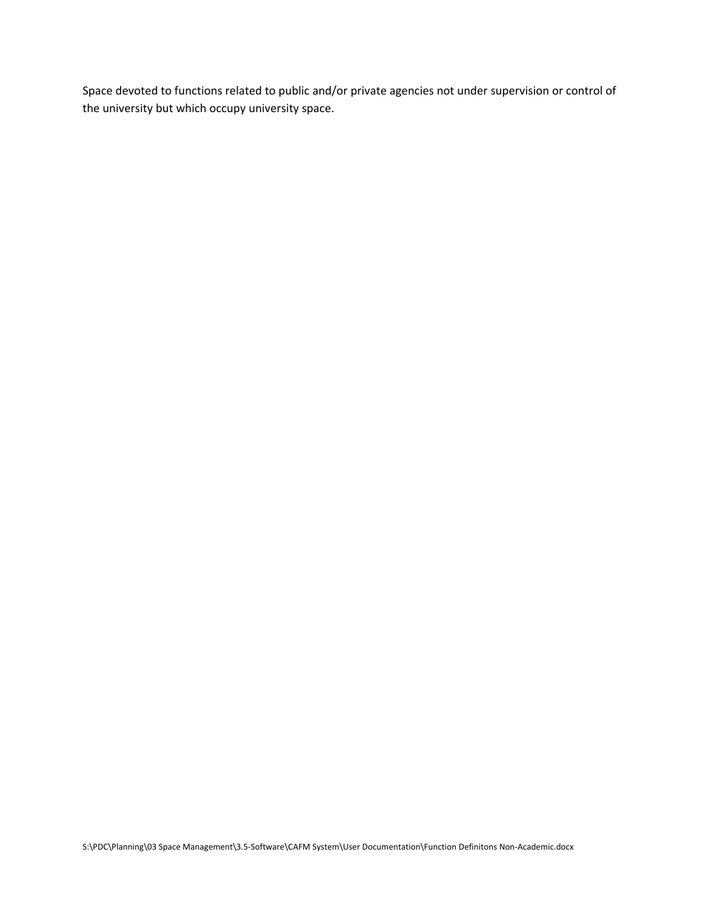Space devoted to functions related to public and/or private agencies not under supervision or control of the university but which occupy university space.